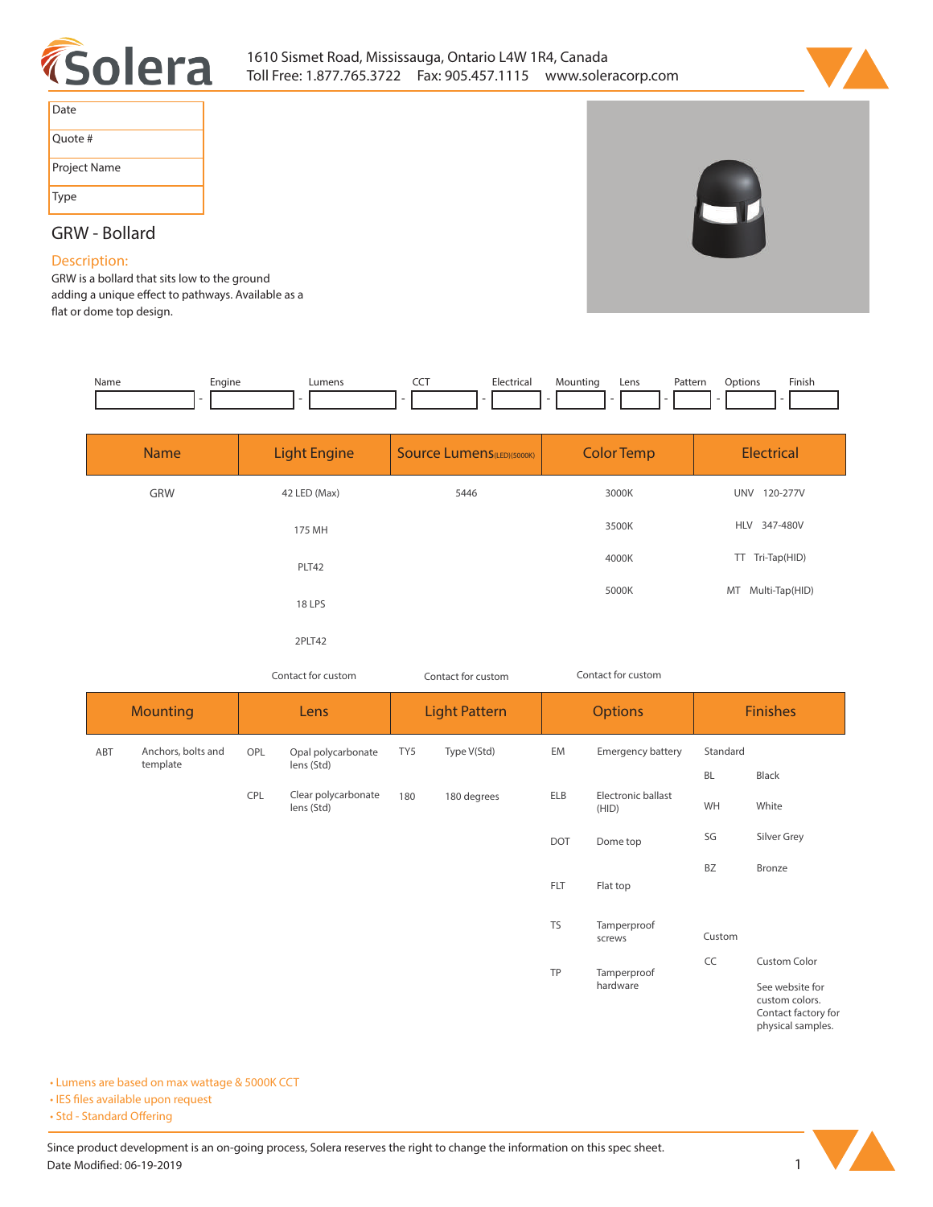1610 Sismet Road, Mississauga, Ontario L4W 1R4, Canada
Toll Free: 1.877.765.3722  Fax: 905.457.1115  www.soleracorp.com

| Date | |
|---|---|
| Quote # | |
| Project Name | |
| Type | |

## GRW - Bollard

### Description:

GRW is a bollard that sits low to the ground adding a unique effect to pathways. Available as a flat or dome top design.

| Name | Engine | Lumens | CCT | Electrical | Mounting | Lens | Pattern | Options | Finish |
|---|---|---|---|---|---|---|---|---|---|
| | | | | | | | | | |

| Name | Light Engine | Source Lumens(LED)(5000K) | Color Temp | Electrical |
|---|---|---|---|---|
| GRW | 42 LED (Max) | 5446 | 3000K | UNV 120-277V |
| | 175 MH | | 3500K | HLV 347-480V |
| | PLT42 | | 4000K | TT Tri-Tap(HID) |
| | 18 LPS | | 5000K | MT Multi-Tap(HID) |
| | 2PLT42 | | | |
| | Contact for custom | Contact for custom | Contact for custom | |

| Mounting | | Lens | | Light Pattern | | Options | | Finishes | |
|---|---|---|---|---|---|---|---|---|---|
| ABT | Anchors, bolts and template | OPL | Opal polycarbonate lens (Std) | TY5 | Type V(Std) | EM | Emergency battery | Standard | |
| | | | | | | | | BL | Black |
| | | CPL | Clear polycarbonate lens (Std) | 180 | 180 degrees | ELB | Electronic ballast (HID) | WH | White |
| | | | | | | DOT | Dome top | SG | Silver Grey |
| | | | | | | | | BZ | Bronze |
| | | | | | | FLT | Flat top | | |
| | | | | | | TS | Tamperproof screws | Custom | |
| | | | | | | | | CC | Custom Color |
| | | | | | | TP | Tamperproof hardware | | See website for custom colors. Contact factory for physical samples. |

- Lumens are based on max wattage & 5000K CCT
- IES files available upon request
- Std - Standard Offering

Since product development is an on-going process, Solera reserves the right to change the information on this spec sheet.
Date Modified: 06-19-2019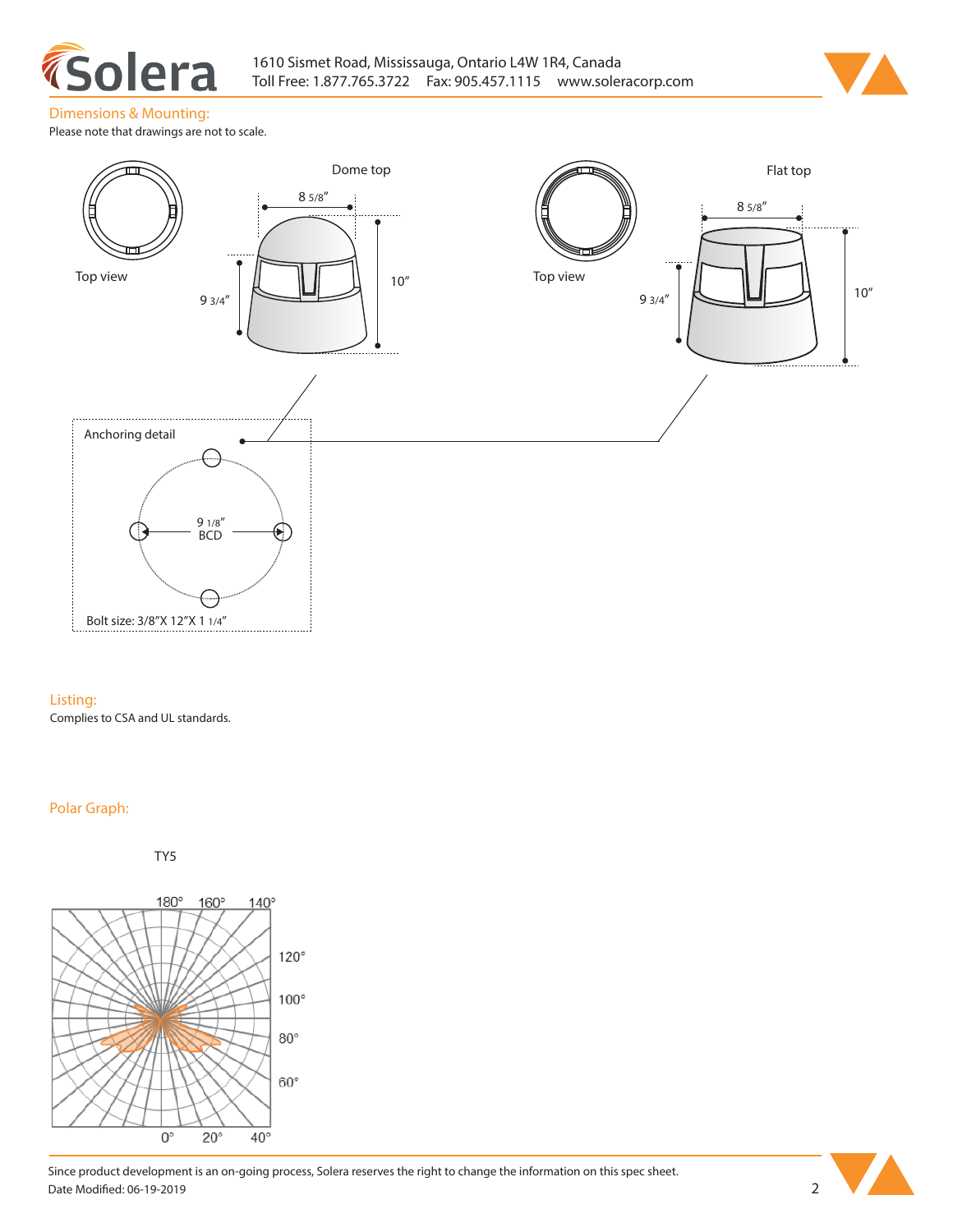Solera

1610 Sismet Road, Mississauga, Ontario L4W 1R4, Canada
Toll Free: 1.877.765.3722 Fax: 905.457.1115 www.soleracorp.com

## Dimensions & Mounting:

Please note that drawings are not to scale.

Dome top

Top view

8 5/8″

9 3/4″

10″

Flat top

Top view

8 5/8″

9 3/4″

10″

Anchoring detail

9 1/8″
BCD

Bolt size: 3/8″X 12″X 1 1/4″

## Listing:

Complies to CSA and UL standards.

## Polar Graph:

TY5

180° 160° 140°

120°

100°

80°

60°

0° 20° 40°

Since product development is an on-going process, Solera reserves the right to change the information on this spec sheet.
Date Modified: 06-19-2019